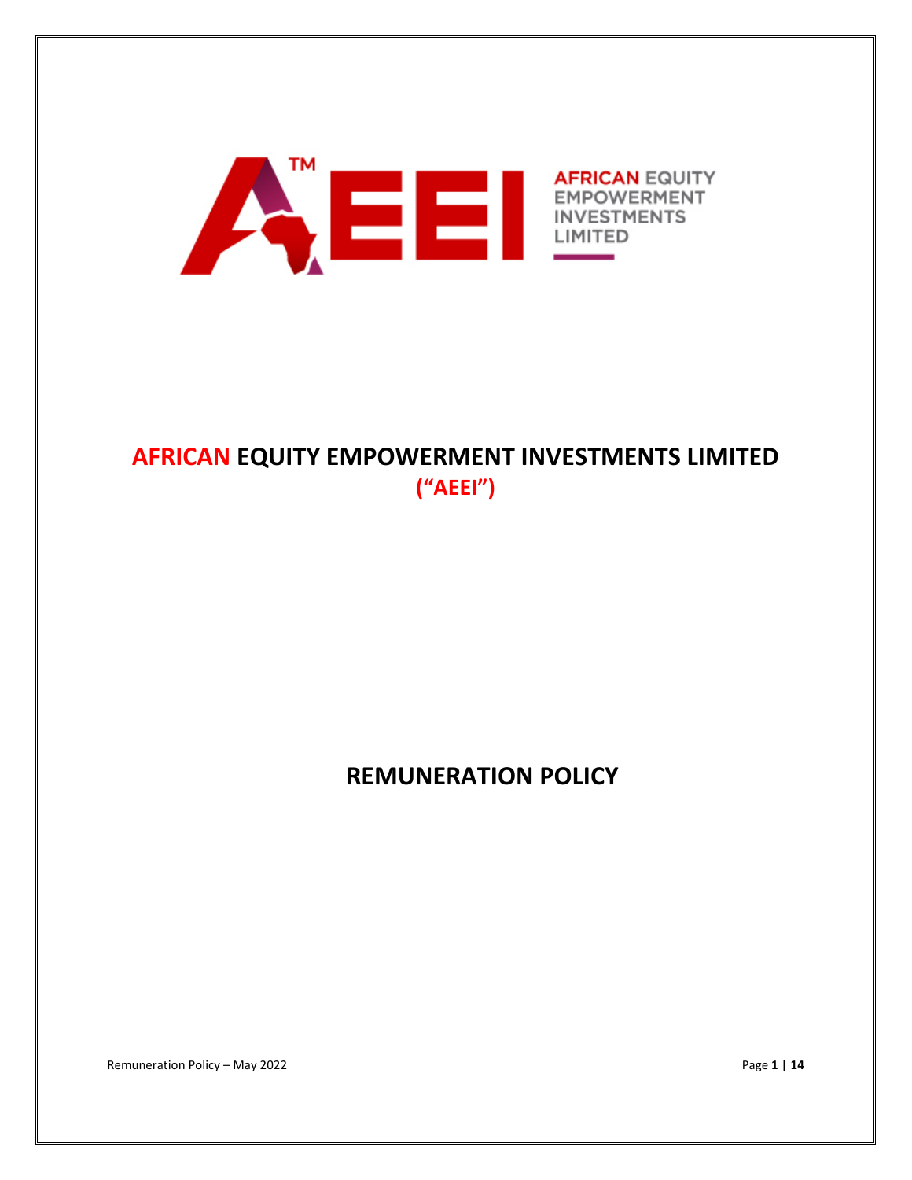AFRICAN EQUITY EMPOWERMENT INVESTMENTS LIMITED

# AFRICAN EQUITY EMPOWERMENT INVESTMENTS LIMITED
## ("AEEI")

# REMUNERATION POLICY

Remuneration Policy – May 2022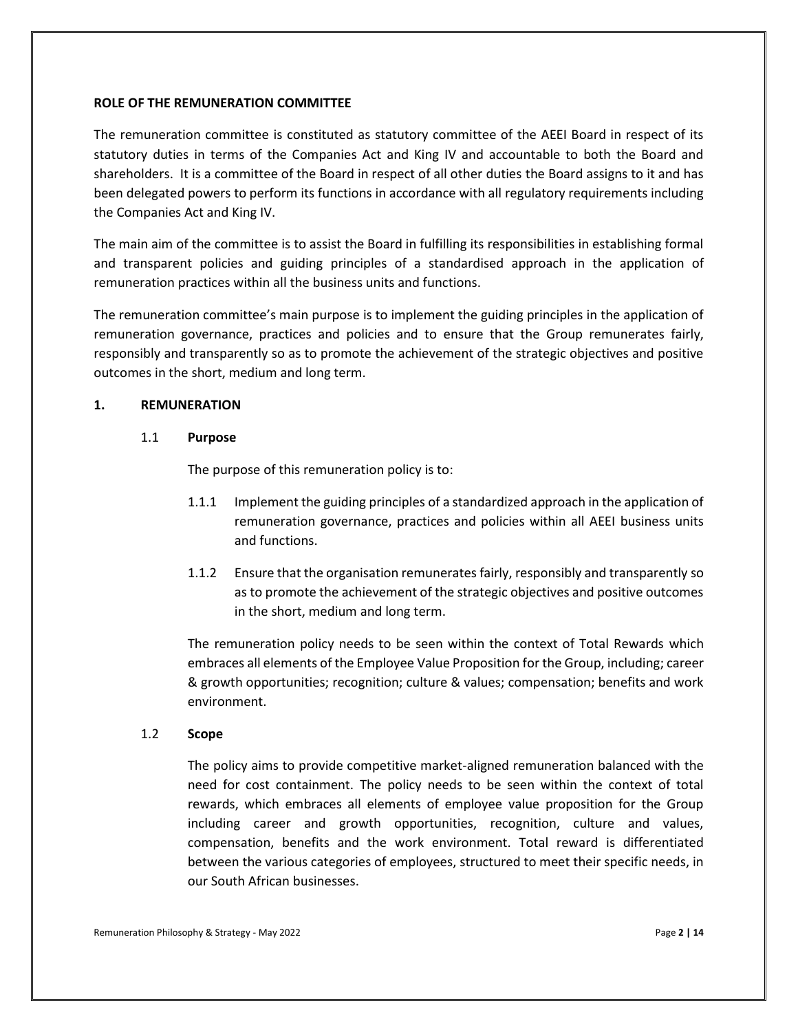**ROLE OF THE REMUNERATION COMMITTEE**

The remuneration committee is constituted as statutory committee of the AEEI Board in respect of its statutory duties in terms of the Companies Act and King IV and accountable to both the Board and shareholders. It is a committee of the Board in respect of all other duties the Board assigns to it and has been delegated powers to perform its functions in accordance with all regulatory requirements including the Companies Act and King IV.

The main aim of the committee is to assist the Board in fulfilling its responsibilities in establishing formal and transparent policies and guiding principles of a standardised approach in the application of remuneration practices within all the business units and functions.

The remuneration committee's main purpose is to implement the guiding principles in the application of remuneration governance, practices and policies and to ensure that the Group remunerates fairly, responsibly and transparently so as to promote the achievement of the strategic objectives and positive outcomes in the short, medium and long term.

## 1. REMUNERATION

### 1.1 Purpose

The purpose of this remuneration policy is to:

1.1.1 Implement the guiding principles of a standardized approach in the application of remuneration governance, practices and policies within all AEEI business units and functions.

1.1.2 Ensure that the organisation remunerates fairly, responsibly and transparently so as to promote the achievement of the strategic objectives and positive outcomes in the short, medium and long term.

The remuneration policy needs to be seen within the context of Total Rewards which embraces all elements of the Employee Value Proposition for the Group, including; career & growth opportunities; recognition; culture & values; compensation; benefits and work environment.

### 1.2 Scope

The policy aims to provide competitive market-aligned remuneration balanced with the need for cost containment. The policy needs to be seen within the context of total rewards, which embraces all elements of employee value proposition for the Group including career and growth opportunities, recognition, culture and values, compensation, benefits and the work environment. Total reward is differentiated between the various categories of employees, structured to meet their specific needs, in our South African businesses.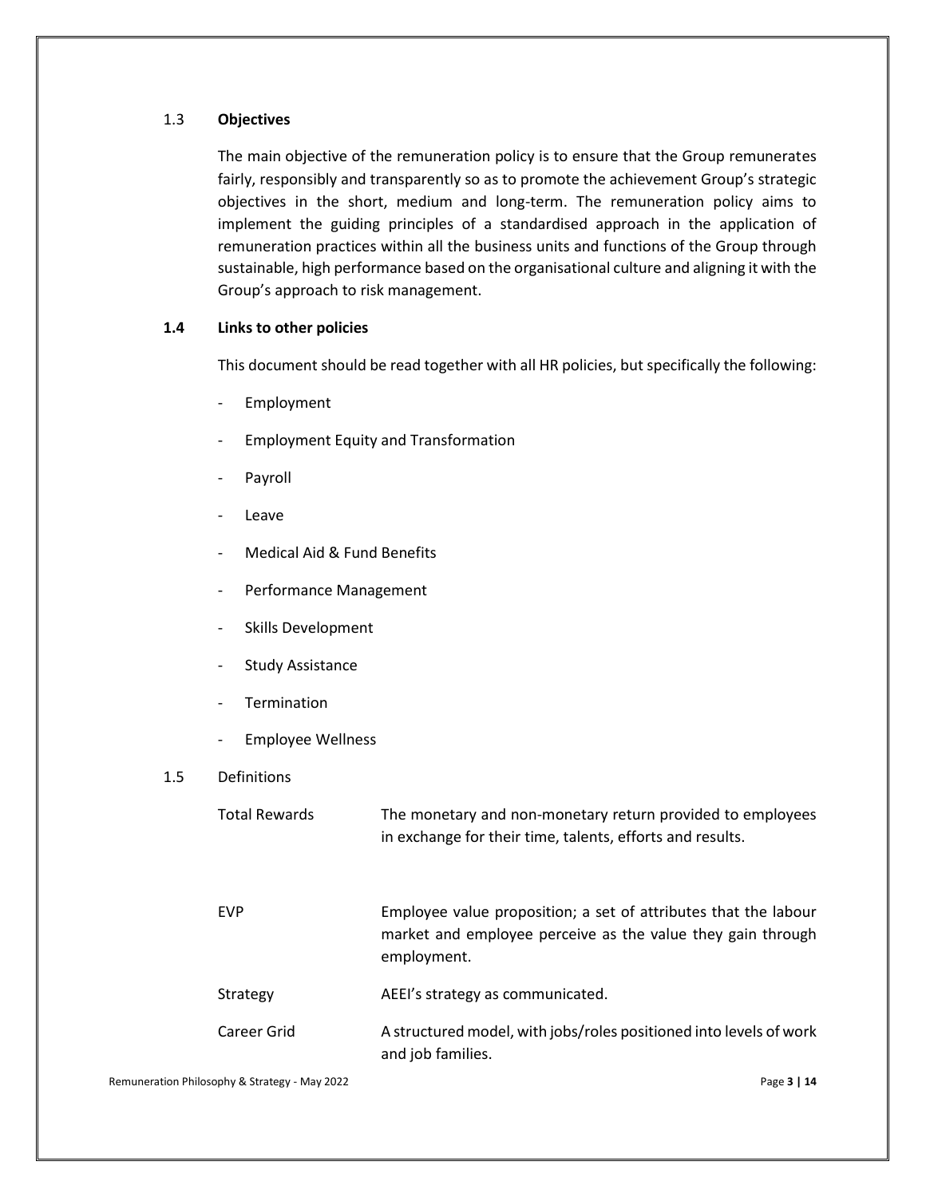### 1.3 **Objectives**

The main objective of the remuneration policy is to ensure that the Group remunerates fairly, responsibly and transparently so as to promote the achievement Group's strategic objectives in the short, medium and long-term. The remuneration policy aims to implement the guiding principles of a standardised approach in the application of remuneration practices within all the business units and functions of the Group through sustainable, high performance based on the organisational culture and aligning it with the Group's approach to risk management.

### **1.4 Links to other policies**

This document should be read together with all HR policies, but specifically the following:

- Employment
- Employment Equity and Transformation
- Payroll
- Leave
- Medical Aid & Fund Benefits
- Performance Management
- Skills Development
- Study Assistance
- Termination
- Employee Wellness

### 1.5 Definitions

| | |
|---|---|
| Total Rewards | The monetary and non-monetary return provided to employees in exchange for their time, talents, efforts and results. |
| EVP | Employee value proposition; a set of attributes that the labour market and employee perceive as the value they gain through employment. |
| Strategy | AEEI's strategy as communicated. |
| Career Grid | A structured model, with jobs/roles positioned into levels of work and job families. |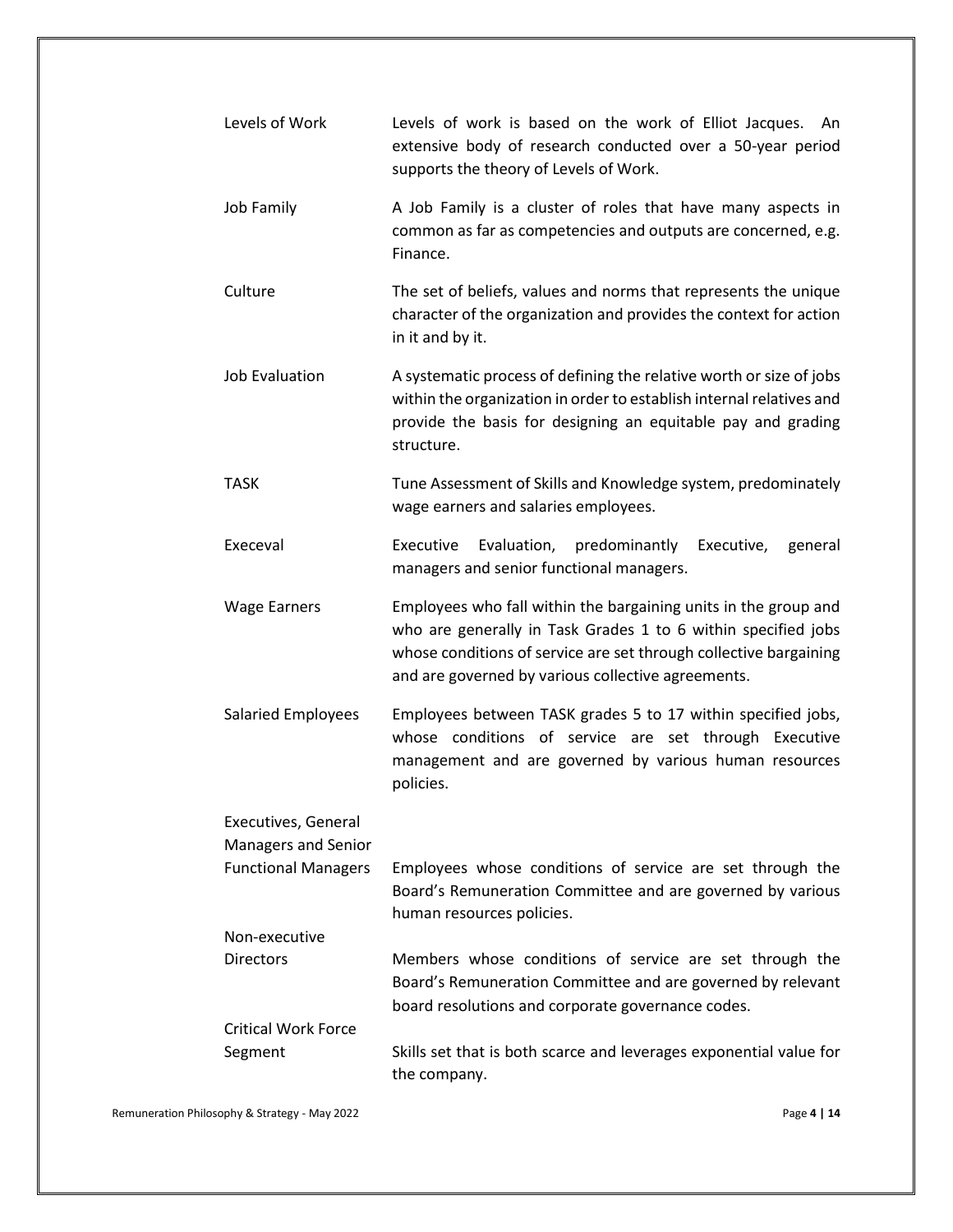| | |
|---|---|
| Levels of Work | Levels of work is based on the work of Elliot Jacques. An extensive body of research conducted over a 50-year period supports the theory of Levels of Work. |
| Job Family | A Job Family is a cluster of roles that have many aspects in common as far as competencies and outputs are concerned, e.g. Finance. |
| Culture | The set of beliefs, values and norms that represents the unique character of the organization and provides the context for action in it and by it. |
| Job Evaluation | A systematic process of defining the relative worth or size of jobs within the organization in order to establish internal relatives and provide the basis for designing an equitable pay and grading structure. |
| TASK | Tune Assessment of Skills and Knowledge system, predominately wage earners and salaries employees. |
| Execeval | Executive Evaluation, predominantly Executive, general managers and senior functional managers. |
| Wage Earners | Employees who fall within the bargaining units in the group and who are generally in Task Grades 1 to 6 within specified jobs whose conditions of service are set through collective bargaining and are governed by various collective agreements. |
| Salaried Employees | Employees between TASK grades 5 to 17 within specified jobs, whose conditions of service are set through Executive management and are governed by various human resources policies. |
| Executives, General Managers and Senior Functional Managers | Employees whose conditions of service are set through the Board's Remuneration Committee and are governed by various human resources policies. |
| Non-executive Directors | Members whose conditions of service are set through the Board's Remuneration Committee and are governed by relevant board resolutions and corporate governance codes. |
| Critical Work Force Segment | Skills set that is both scarce and leverages exponential value for the company. |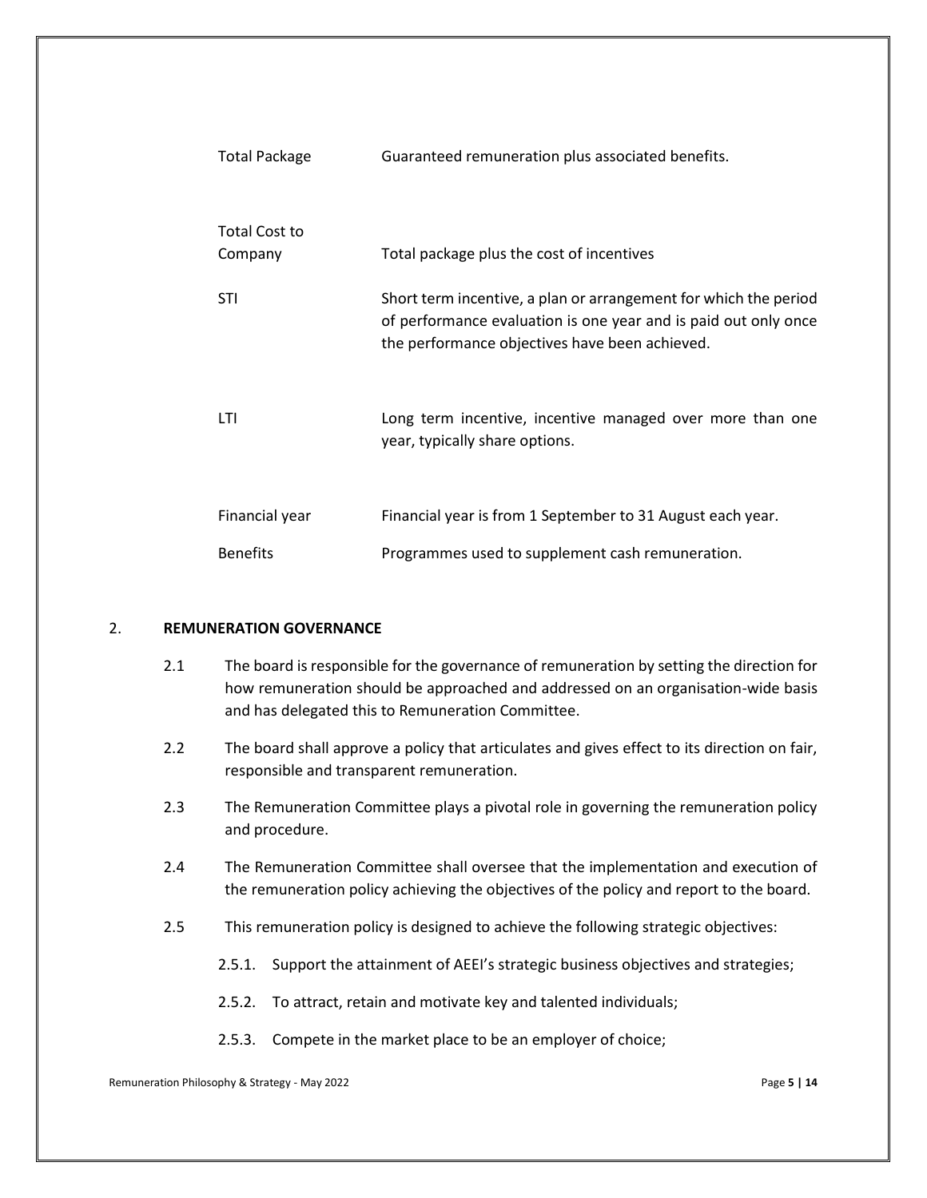| | |
|---|---|
| Total Package | Guaranteed remuneration plus associated benefits. |
| Total Cost to Company | Total package plus the cost of incentives |
| STI | Short term incentive, a plan or arrangement for which the period of performance evaluation is one year and is paid out only once the performance objectives have been achieved. |
| LTI | Long term incentive, incentive managed over more than one year, typically share options. |
| Financial year | Financial year is from 1 September to 31 August each year. |
| Benefits | Programmes used to supplement cash remuneration. |

## 2. REMUNERATION GOVERNANCE

2.1 The board is responsible for the governance of remuneration by setting the direction for how remuneration should be approached and addressed on an organisation-wide basis and has delegated this to Remuneration Committee.

2.2 The board shall approve a policy that articulates and gives effect to its direction on fair, responsible and transparent remuneration.

2.3 The Remuneration Committee plays a pivotal role in governing the remuneration policy and procedure.

2.4 The Remuneration Committee shall oversee that the implementation and execution of the remuneration policy achieving the objectives of the policy and report to the board.

2.5 This remuneration policy is designed to achieve the following strategic objectives:

2.5.1. Support the attainment of AEEI's strategic business objectives and strategies;

2.5.2. To attract, retain and motivate key and talented individuals;

2.5.3. Compete in the market place to be an employer of choice;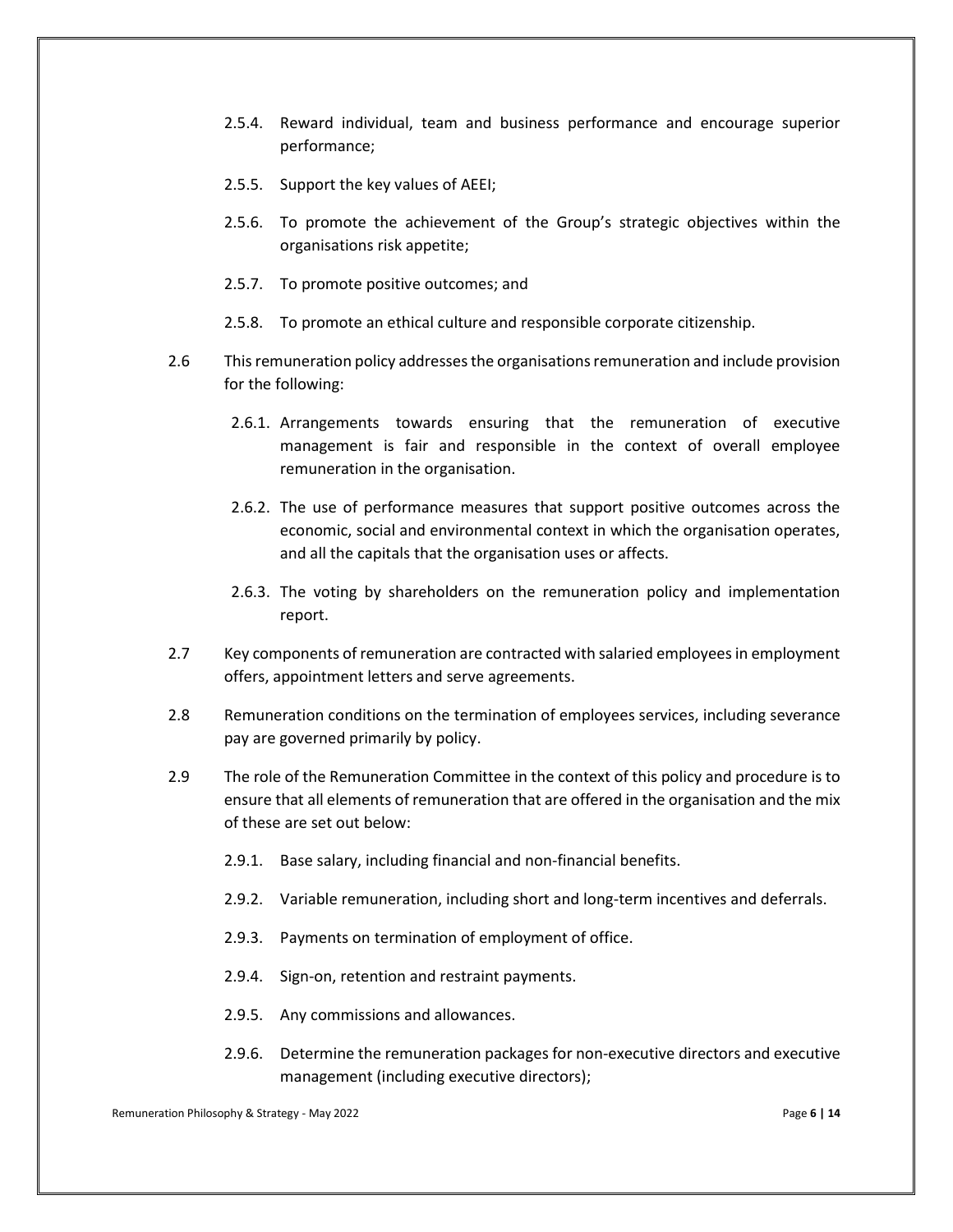2.5.4. Reward individual, team and business performance and encourage superior performance;

2.5.5. Support the key values of AEEI;

2.5.6. To promote the achievement of the Group's strategic objectives within the organisations risk appetite;

2.5.7. To promote positive outcomes; and

2.5.8. To promote an ethical culture and responsible corporate citizenship.

2.6 This remuneration policy addresses the organisations remuneration and include provision for the following:

2.6.1. Arrangements towards ensuring that the remuneration of executive management is fair and responsible in the context of overall employee remuneration in the organisation.

2.6.2. The use of performance measures that support positive outcomes across the economic, social and environmental context in which the organisation operates, and all the capitals that the organisation uses or affects.

2.6.3. The voting by shareholders on the remuneration policy and implementation report.

2.7 Key components of remuneration are contracted with salaried employees in employment offers, appointment letters and serve agreements.

2.8 Remuneration conditions on the termination of employees services, including severance pay are governed primarily by policy.

2.9 The role of the Remuneration Committee in the context of this policy and procedure is to ensure that all elements of remuneration that are offered in the organisation and the mix of these are set out below:

2.9.1. Base salary, including financial and non-financial benefits.

2.9.2. Variable remuneration, including short and long-term incentives and deferrals.

2.9.3. Payments on termination of employment of office.

2.9.4. Sign-on, retention and restraint payments.

2.9.5. Any commissions and allowances.

2.9.6. Determine the remuneration packages for non-executive directors and executive management (including executive directors);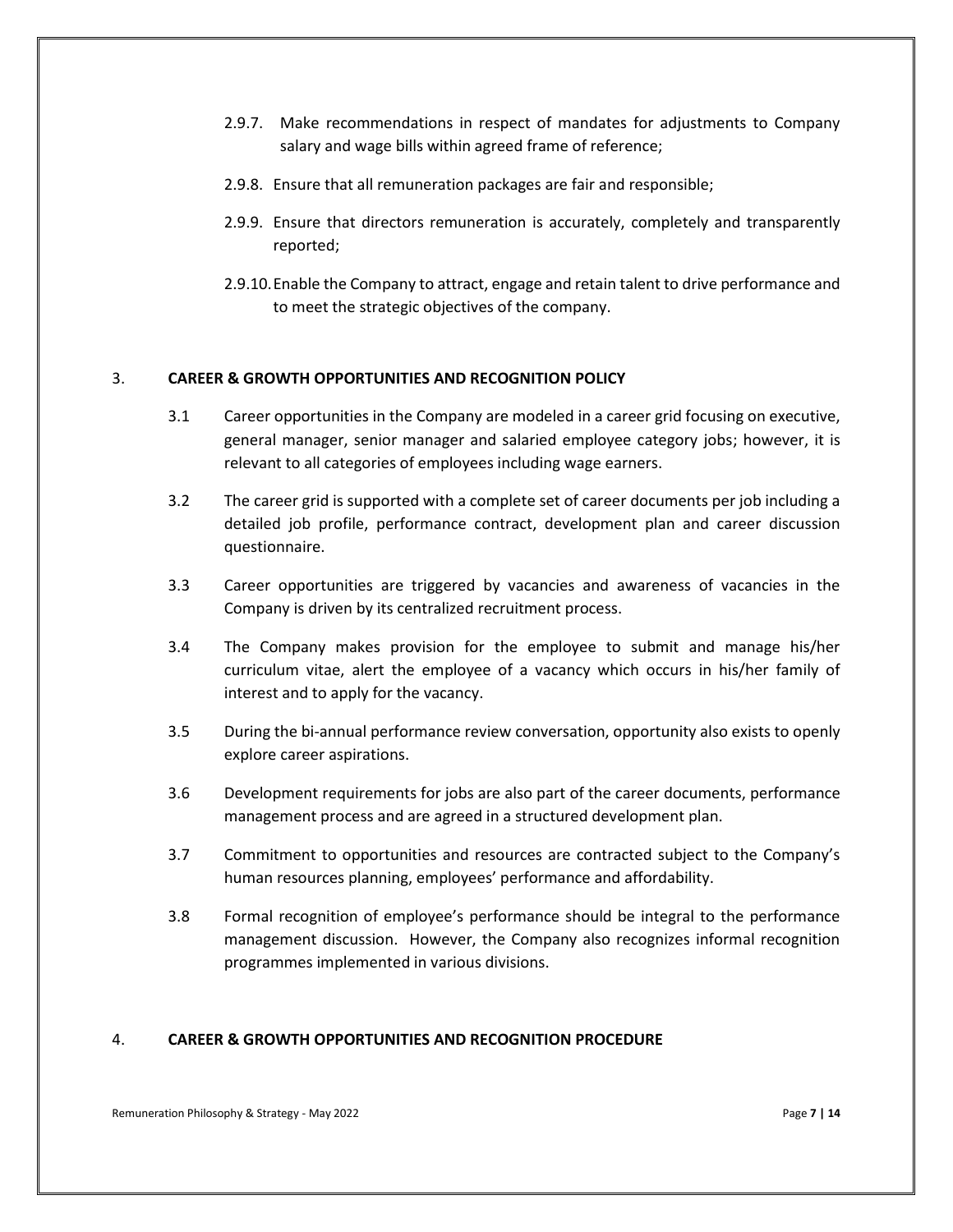2.9.7. Make recommendations in respect of mandates for adjustments to Company salary and wage bills within agreed frame of reference;

2.9.8. Ensure that all remuneration packages are fair and responsible;

2.9.9. Ensure that directors remuneration is accurately, completely and transparently reported;

2.9.10. Enable the Company to attract, engage and retain talent to drive performance and to meet the strategic objectives of the company.

## 3. CAREER & GROWTH OPPORTUNITIES AND RECOGNITION POLICY

3.1 Career opportunities in the Company are modeled in a career grid focusing on executive, general manager, senior manager and salaried employee category jobs; however, it is relevant to all categories of employees including wage earners.

3.2 The career grid is supported with a complete set of career documents per job including a detailed job profile, performance contract, development plan and career discussion questionnaire.

3.3 Career opportunities are triggered by vacancies and awareness of vacancies in the Company is driven by its centralized recruitment process.

3.4 The Company makes provision for the employee to submit and manage his/her curriculum vitae, alert the employee of a vacancy which occurs in his/her family of interest and to apply for the vacancy.

3.5 During the bi-annual performance review conversation, opportunity also exists to openly explore career aspirations.

3.6 Development requirements for jobs are also part of the career documents, performance management process and are agreed in a structured development plan.

3.7 Commitment to opportunities and resources are contracted subject to the Company's human resources planning, employees' performance and affordability.

3.8 Formal recognition of employee's performance should be integral to the performance management discussion. However, the Company also recognizes informal recognition programmes implemented in various divisions.

## 4. CAREER & GROWTH OPPORTUNITIES AND RECOGNITION PROCEDURE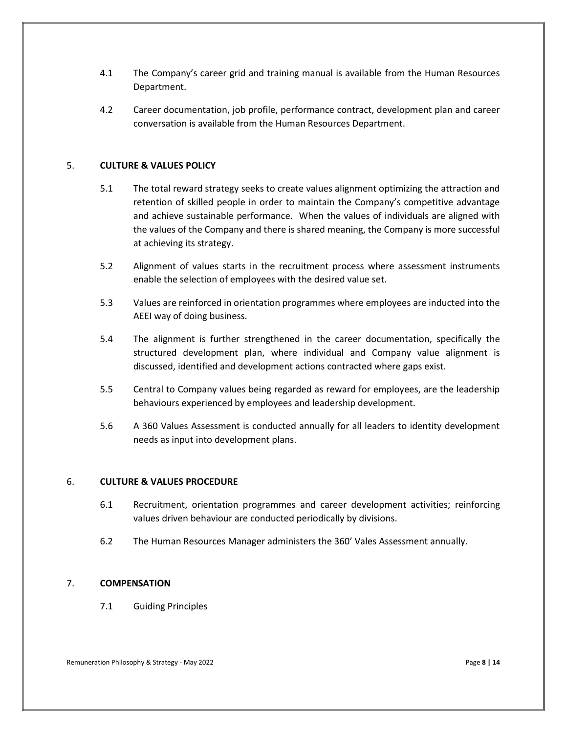4.1 The Company's career grid and training manual is available from the Human Resources Department.

4.2 Career documentation, job profile, performance contract, development plan and career conversation is available from the Human Resources Department.

## 5. **CULTURE & VALUES POLICY**

5.1 The total reward strategy seeks to create values alignment optimizing the attraction and retention of skilled people in order to maintain the Company's competitive advantage and achieve sustainable performance. When the values of individuals are aligned with the values of the Company and there is shared meaning, the Company is more successful at achieving its strategy.

5.2 Alignment of values starts in the recruitment process where assessment instruments enable the selection of employees with the desired value set.

5.3 Values are reinforced in orientation programmes where employees are inducted into the AEEI way of doing business.

5.4 The alignment is further strengthened in the career documentation, specifically the structured development plan, where individual and Company value alignment is discussed, identified and development actions contracted where gaps exist.

5.5 Central to Company values being regarded as reward for employees, are the leadership behaviours experienced by employees and leadership development.

5.6 A 360 Values Assessment is conducted annually for all leaders to identity development needs as input into development plans.

## 6. **CULTURE & VALUES PROCEDURE**

6.1 Recruitment, orientation programmes and career development activities; reinforcing values driven behaviour are conducted periodically by divisions.

6.2 The Human Resources Manager administers the 360' Vales Assessment annually.

## 7. **COMPENSATION**

7.1 Guiding Principles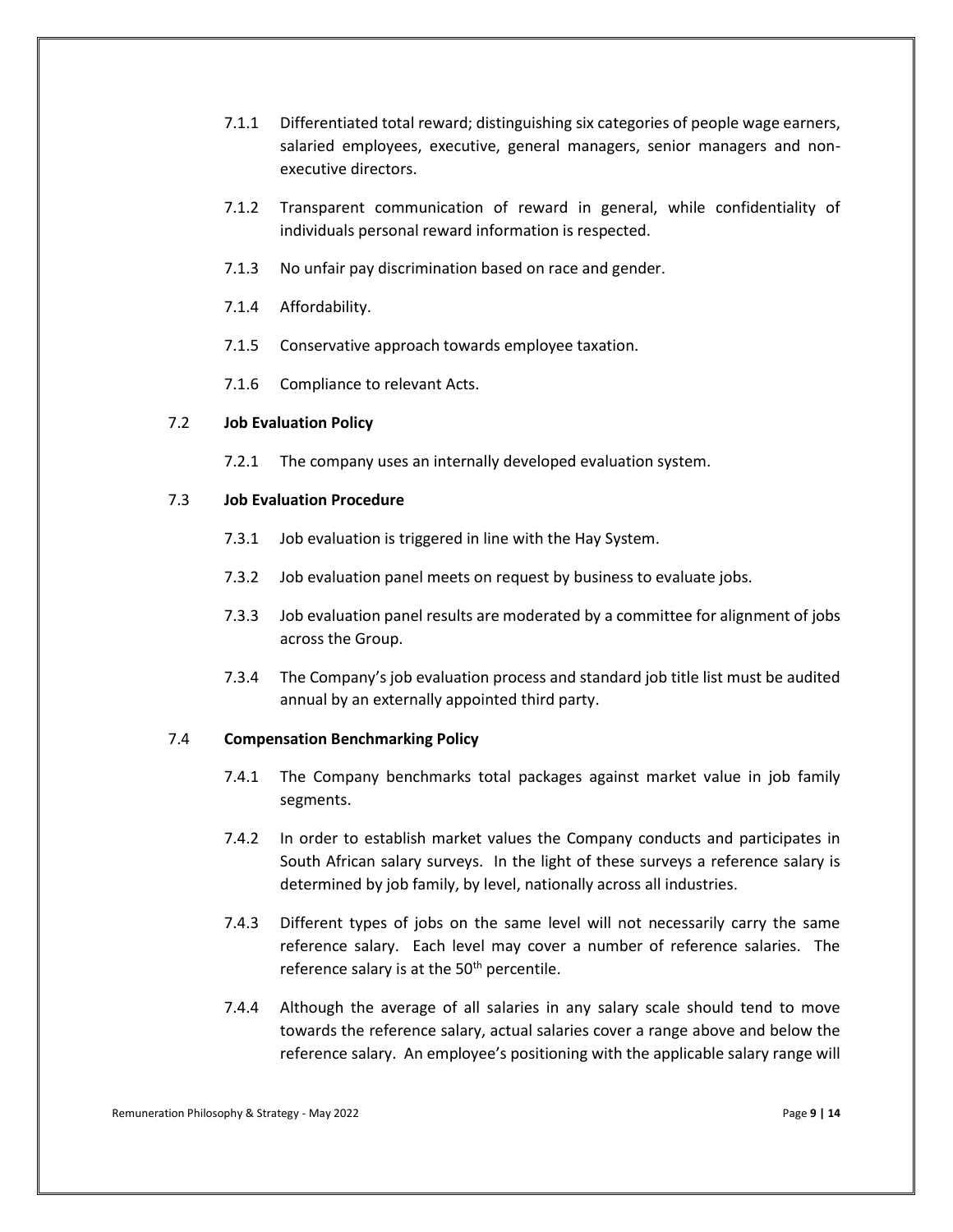7.1.1 Differentiated total reward; distinguishing six categories of people wage earners, salaried employees, executive, general managers, senior managers and non-executive directors.

7.1.2 Transparent communication of reward in general, while confidentiality of individuals personal reward information is respected.

7.1.3 No unfair pay discrimination based on race and gender.

7.1.4 Affordability.

7.1.5 Conservative approach towards employee taxation.

7.1.6 Compliance to relevant Acts.

7.2 **Job Evaluation Policy**

7.2.1 The company uses an internally developed evaluation system.

7.3 **Job Evaluation Procedure**

7.3.1 Job evaluation is triggered in line with the Hay System.

7.3.2 Job evaluation panel meets on request by business to evaluate jobs.

7.3.3 Job evaluation panel results are moderated by a committee for alignment of jobs across the Group.

7.3.4 The Company's job evaluation process and standard job title list must be audited annual by an externally appointed third party.

7.4 **Compensation Benchmarking Policy**

7.4.1 The Company benchmarks total packages against market value in job family segments.

7.4.2 In order to establish market values the Company conducts and participates in South African salary surveys. In the light of these surveys a reference salary is determined by job family, by level, nationally across all industries.

7.4.3 Different types of jobs on the same level will not necessarily carry the same reference salary. Each level may cover a number of reference salaries. The reference salary is at the 50th percentile.

7.4.4 Although the average of all salaries in any salary scale should tend to move towards the reference salary, actual salaries cover a range above and below the reference salary. An employee's positioning with the applicable salary range will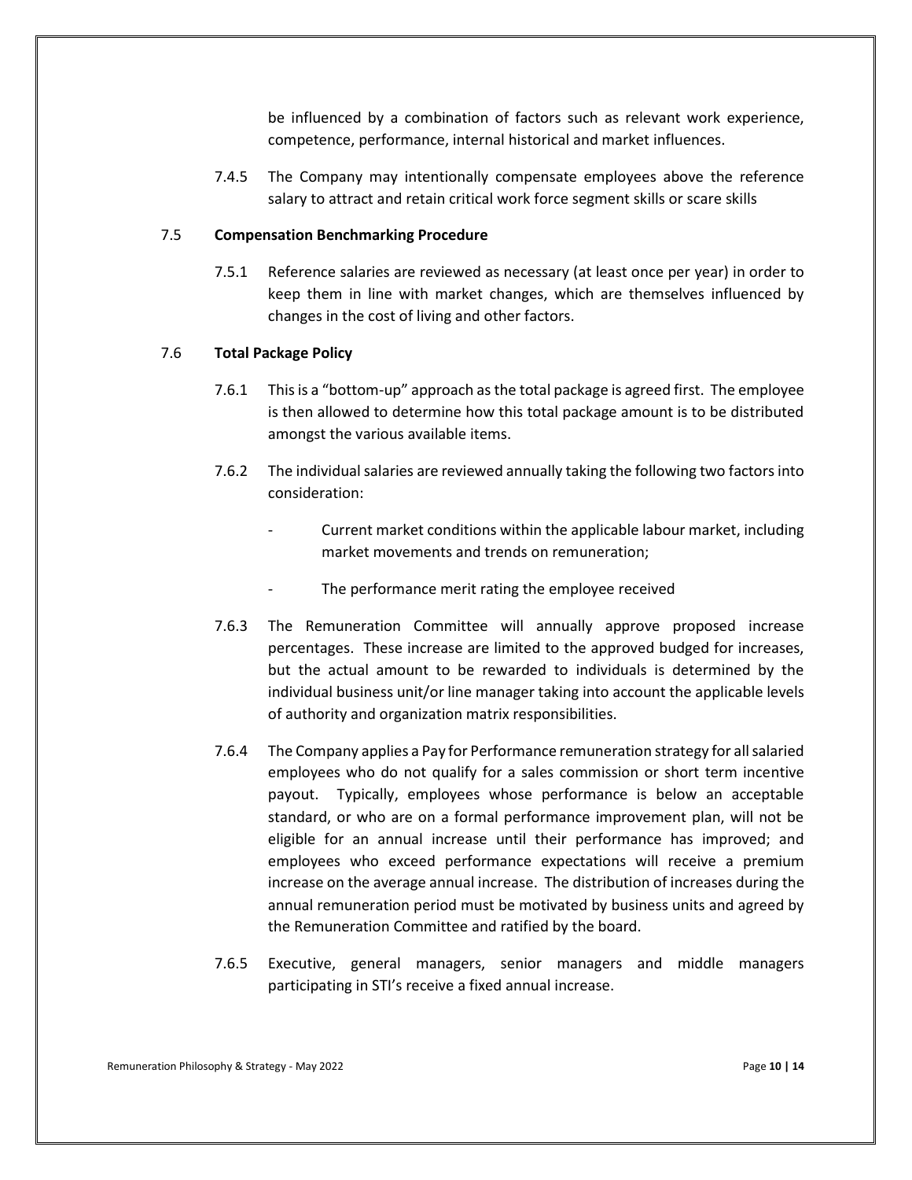be influenced by a combination of factors such as relevant work experience, competence, performance, internal historical and market influences.

7.4.5 The Company may intentionally compensate employees above the reference salary to attract and retain critical work force segment skills or scare skills

## 7.5 Compensation Benchmarking Procedure

7.5.1 Reference salaries are reviewed as necessary (at least once per year) in order to keep them in line with market changes, which are themselves influenced by changes in the cost of living and other factors.

## 7.6 Total Package Policy

7.6.1 This is a "bottom-up" approach as the total package is agreed first. The employee is then allowed to determine how this total package amount is to be distributed amongst the various available items.

7.6.2 The individual salaries are reviewed annually taking the following two factors into consideration:

- Current market conditions within the applicable labour market, including market movements and trends on remuneration;
- The performance merit rating the employee received

7.6.3 The Remuneration Committee will annually approve proposed increase percentages. These increase are limited to the approved budged for increases, but the actual amount to be rewarded to individuals is determined by the individual business unit/or line manager taking into account the applicable levels of authority and organization matrix responsibilities.

7.6.4 The Company applies a Pay for Performance remuneration strategy for all salaried employees who do not qualify for a sales commission or short term incentive payout. Typically, employees whose performance is below an acceptable standard, or who are on a formal performance improvement plan, will not be eligible for an annual increase until their performance has improved; and employees who exceed performance expectations will receive a premium increase on the average annual increase. The distribution of increases during the annual remuneration period must be motivated by business units and agreed by the Remuneration Committee and ratified by the board.

7.6.5 Executive, general managers, senior managers and middle managers participating in STI's receive a fixed annual increase.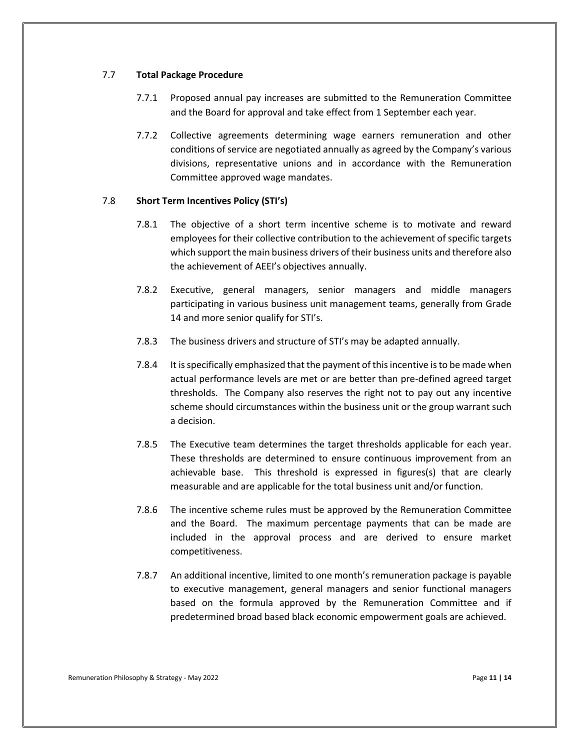### 7.7 **Total Package Procedure**

7.7.1 Proposed annual pay increases are submitted to the Remuneration Committee and the Board for approval and take effect from 1 September each year.

7.7.2 Collective agreements determining wage earners remuneration and other conditions of service are negotiated annually as agreed by the Company's various divisions, representative unions and in accordance with the Remuneration Committee approved wage mandates.

### 7.8 **Short Term Incentives Policy (STI's)**

7.8.1 The objective of a short term incentive scheme is to motivate and reward employees for their collective contribution to the achievement of specific targets which support the main business drivers of their business units and therefore also the achievement of AEEI's objectives annually.

7.8.2 Executive, general managers, senior managers and middle managers participating in various business unit management teams, generally from Grade 14 and more senior qualify for STI's.

7.8.3 The business drivers and structure of STI's may be adapted annually.

7.8.4 It is specifically emphasized that the payment of this incentive is to be made when actual performance levels are met or are better than pre-defined agreed target thresholds. The Company also reserves the right not to pay out any incentive scheme should circumstances within the business unit or the group warrant such a decision.

7.8.5 The Executive team determines the target thresholds applicable for each year. These thresholds are determined to ensure continuous improvement from an achievable base. This threshold is expressed in figures(s) that are clearly measurable and are applicable for the total business unit and/or function.

7.8.6 The incentive scheme rules must be approved by the Remuneration Committee and the Board. The maximum percentage payments that can be made are included in the approval process and are derived to ensure market competitiveness.

7.8.7 An additional incentive, limited to one month's remuneration package is payable to executive management, general managers and senior functional managers based on the formula approved by the Remuneration Committee and if predetermined broad based black economic empowerment goals are achieved.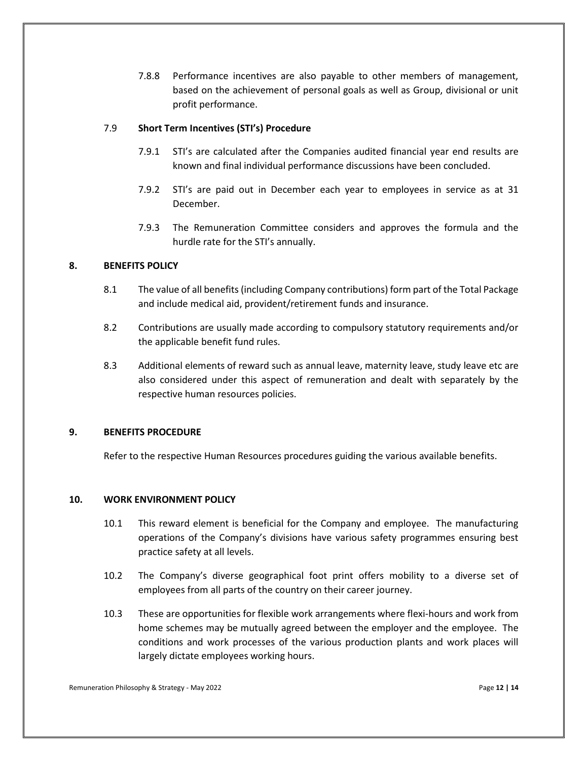7.8.8 Performance incentives are also payable to other members of management, based on the achievement of personal goals as well as Group, divisional or unit profit performance.

### 7.9 **Short Term Incentives (STI's) Procedure**

7.9.1 STI's are calculated after the Companies audited financial year end results are known and final individual performance discussions have been concluded.

7.9.2 STI's are paid out in December each year to employees in service as at 31 December.

7.9.3 The Remuneration Committee considers and approves the formula and the hurdle rate for the STI's annually.

## 8. BENEFITS POLICY

8.1 The value of all benefits (including Company contributions) form part of the Total Package and include medical aid, provident/retirement funds and insurance.

8.2 Contributions are usually made according to compulsory statutory requirements and/or the applicable benefit fund rules.

8.3 Additional elements of reward such as annual leave, maternity leave, study leave etc are also considered under this aspect of remuneration and dealt with separately by the respective human resources policies.

## 9. BENEFITS PROCEDURE

Refer to the respective Human Resources procedures guiding the various available benefits.

## 10. WORK ENVIRONMENT POLICY

10.1 This reward element is beneficial for the Company and employee. The manufacturing operations of the Company's divisions have various safety programmes ensuring best practice safety at all levels.

10.2 The Company's diverse geographical foot print offers mobility to a diverse set of employees from all parts of the country on their career journey.

10.3 These are opportunities for flexible work arrangements where flexi-hours and work from home schemes may be mutually agreed between the employer and the employee. The conditions and work processes of the various production plants and work places will largely dictate employees working hours.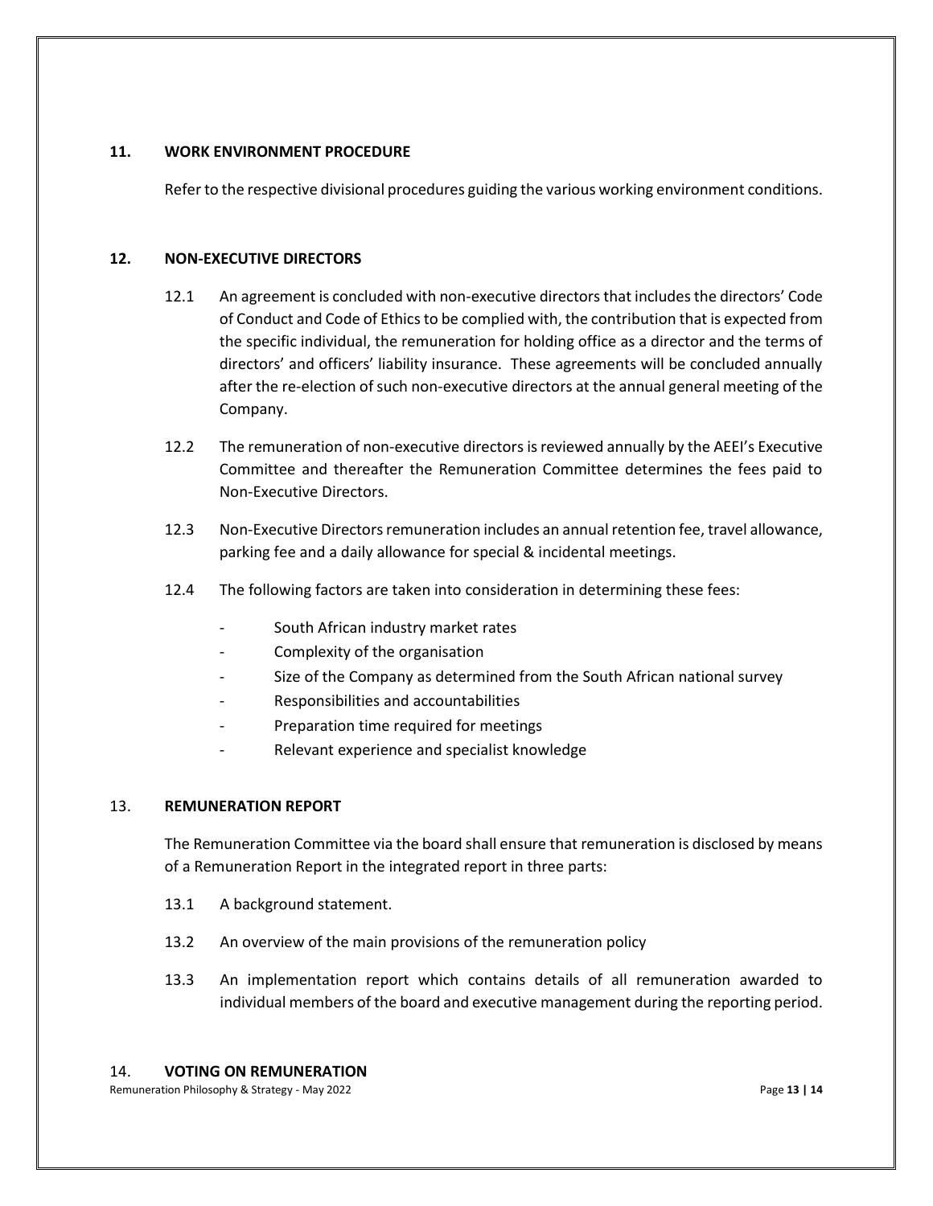## 11. WORK ENVIRONMENT PROCEDURE

Refer to the respective divisional procedures guiding the various working environment conditions.

## 12. NON-EXECUTIVE DIRECTORS

12.1 An agreement is concluded with non-executive directors that includes the directors' Code of Conduct and Code of Ethics to be complied with, the contribution that is expected from the specific individual, the remuneration for holding office as a director and the terms of directors' and officers' liability insurance. These agreements will be concluded annually after the re-election of such non-executive directors at the annual general meeting of the Company.

12.2 The remuneration of non-executive directors is reviewed annually by the AEEI's Executive Committee and thereafter the Remuneration Committee determines the fees paid to Non-Executive Directors.

12.3 Non-Executive Directors remuneration includes an annual retention fee, travel allowance, parking fee and a daily allowance for special & incidental meetings.

12.4 The following factors are taken into consideration in determining these fees:

- South African industry market rates
- Complexity of the organisation
- Size of the Company as determined from the South African national survey
- Responsibilities and accountabilities
- Preparation time required for meetings
- Relevant experience and specialist knowledge

## 13. REMUNERATION REPORT

The Remuneration Committee via the board shall ensure that remuneration is disclosed by means of a Remuneration Report in the integrated report in three parts:

13.1 A background statement.

13.2 An overview of the main provisions of the remuneration policy

13.3 An implementation report which contains details of all remuneration awarded to individual members of the board and executive management during the reporting period.

## 14. VOTING ON REMUNERATION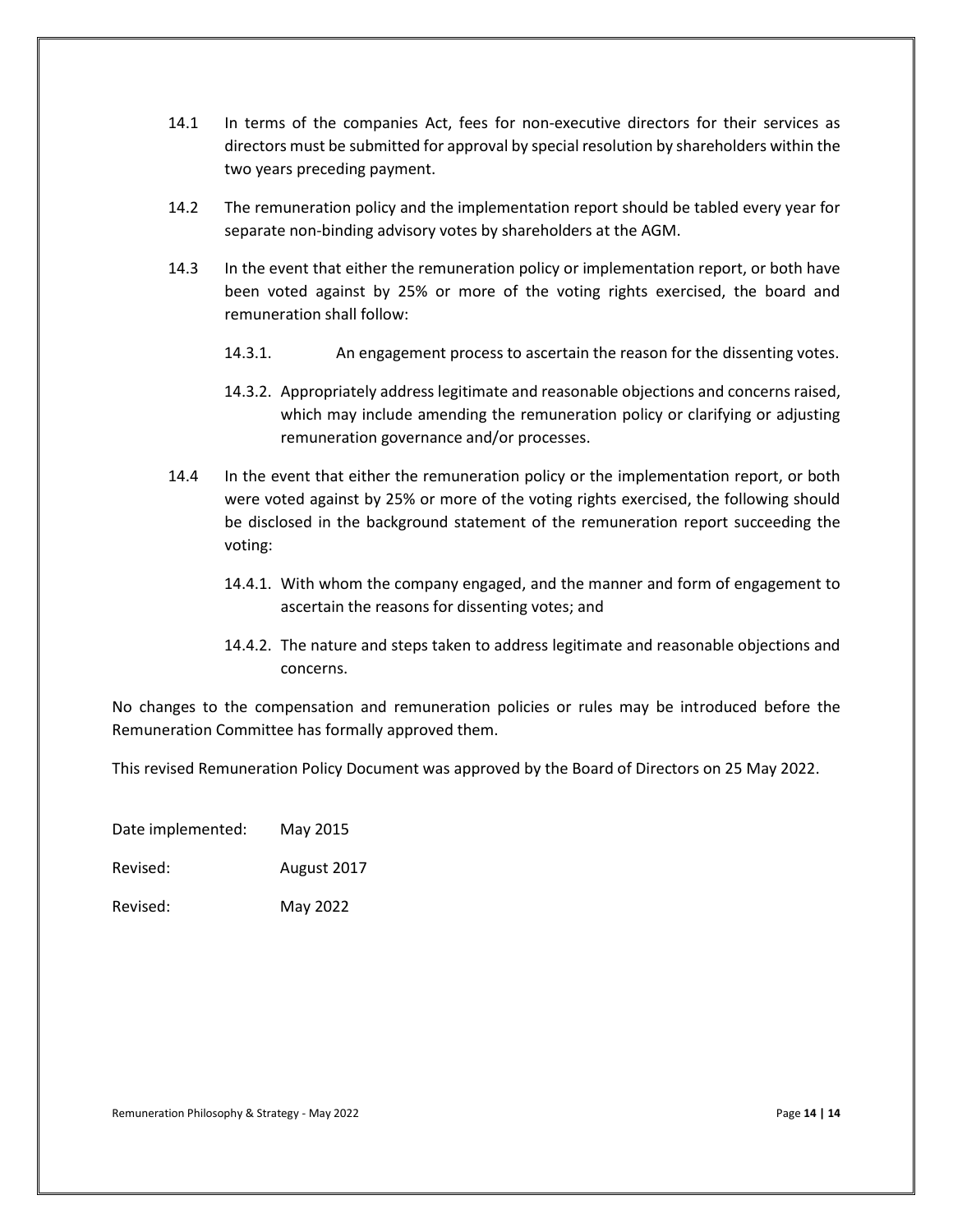14.1 In terms of the companies Act, fees for non-executive directors for their services as directors must be submitted for approval by special resolution by shareholders within the two years preceding payment.

14.2 The remuneration policy and the implementation report should be tabled every year for separate non-binding advisory votes by shareholders at the AGM.

14.3 In the event that either the remuneration policy or implementation report, or both have been voted against by 25% or more of the voting rights exercised, the board and remuneration shall follow:

14.3.1. An engagement process to ascertain the reason for the dissenting votes.

14.3.2. Appropriately address legitimate and reasonable objections and concerns raised, which may include amending the remuneration policy or clarifying or adjusting remuneration governance and/or processes.

14.4 In the event that either the remuneration policy or the implementation report, or both were voted against by 25% or more of the voting rights exercised, the following should be disclosed in the background statement of the remuneration report succeeding the voting:

14.4.1. With whom the company engaged, and the manner and form of engagement to ascertain the reasons for dissenting votes; and

14.4.2. The nature and steps taken to address legitimate and reasonable objections and concerns.

No changes to the compensation and remuneration policies or rules may be introduced before the Remuneration Committee has formally approved them.

This revised Remuneration Policy Document was approved by the Board of Directors on 25 May 2022.

| | |
|---|---|
| Date implemented: | May 2015 |
| Revised: | August 2017 |
| Revised: | May 2022 |